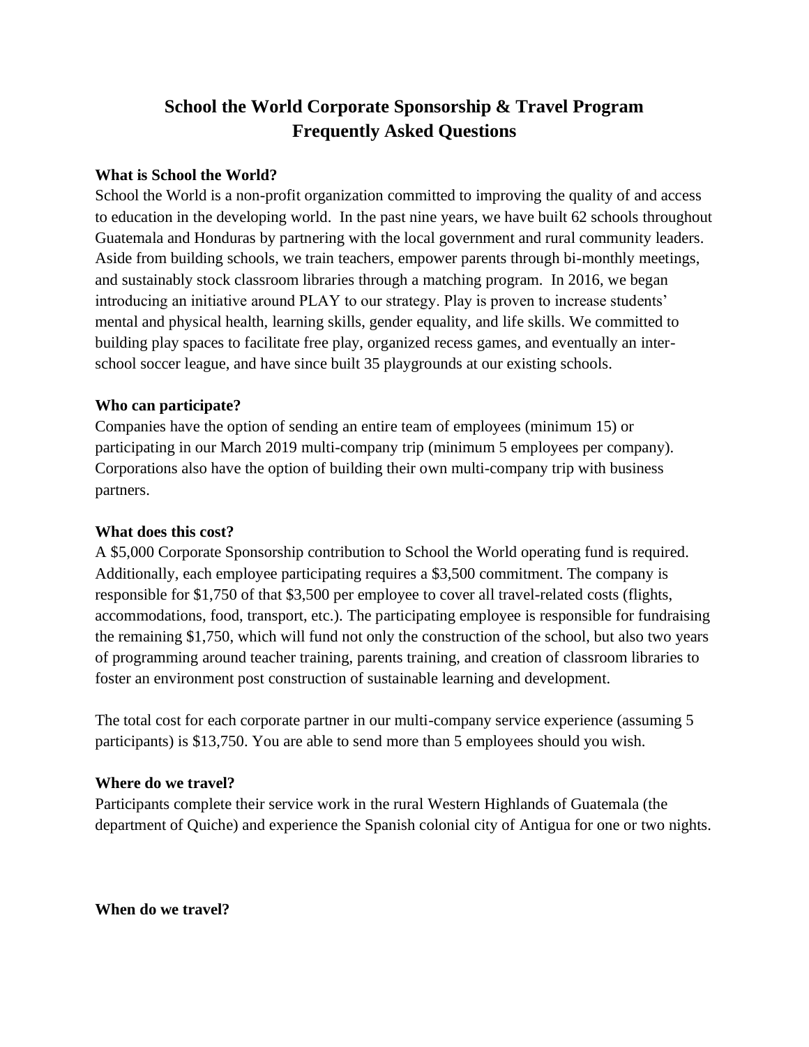# School the World Corporate Sponsorship & Travel Program
# Frequently Asked Questions

**What is School the World?**

School the World is a non-profit organization committed to improving the quality of and access to education in the developing world. In the past nine years, we have built 62 schools throughout Guatemala and Honduras by partnering with the local government and rural community leaders. Aside from building schools, we train teachers, empower parents through bi-monthly meetings, and sustainably stock classroom libraries through a matching program. In 2016, we began introducing an initiative around PLAY to our strategy. Play is proven to increase students' mental and physical health, learning skills, gender equality, and life skills. We committed to building play spaces to facilitate free play, organized recess games, and eventually an inter-school soccer league, and have since built 35 playgrounds at our existing schools.

**Who can participate?**

Companies have the option of sending an entire team of employees (minimum 15) or participating in our March 2019 multi-company trip (minimum 5 employees per company). Corporations also have the option of building their own multi-company trip with business partners.

**What does this cost?**

A $5,000 Corporate Sponsorship contribution to School the World operating fund is required. Additionally, each employee participating requires a $3,500 commitment. The company is responsible for $1,750 of that $3,500 per employee to cover all travel-related costs (flights, accommodations, food, transport, etc.). The participating employee is responsible for fundraising the remaining $1,750, which will fund not only the construction of the school, but also two years of programming around teacher training, parents training, and creation of classroom libraries to foster an environment post construction of sustainable learning and development.

The total cost for each corporate partner in our multi-company service experience (assuming 5 participants) is $13,750. You are able to send more than 5 employees should you wish.

**Where do we travel?**

Participants complete their service work in the rural Western Highlands of Guatemala (the department of Quiche) and experience the Spanish colonial city of Antigua for one or two nights.

**When do we travel?**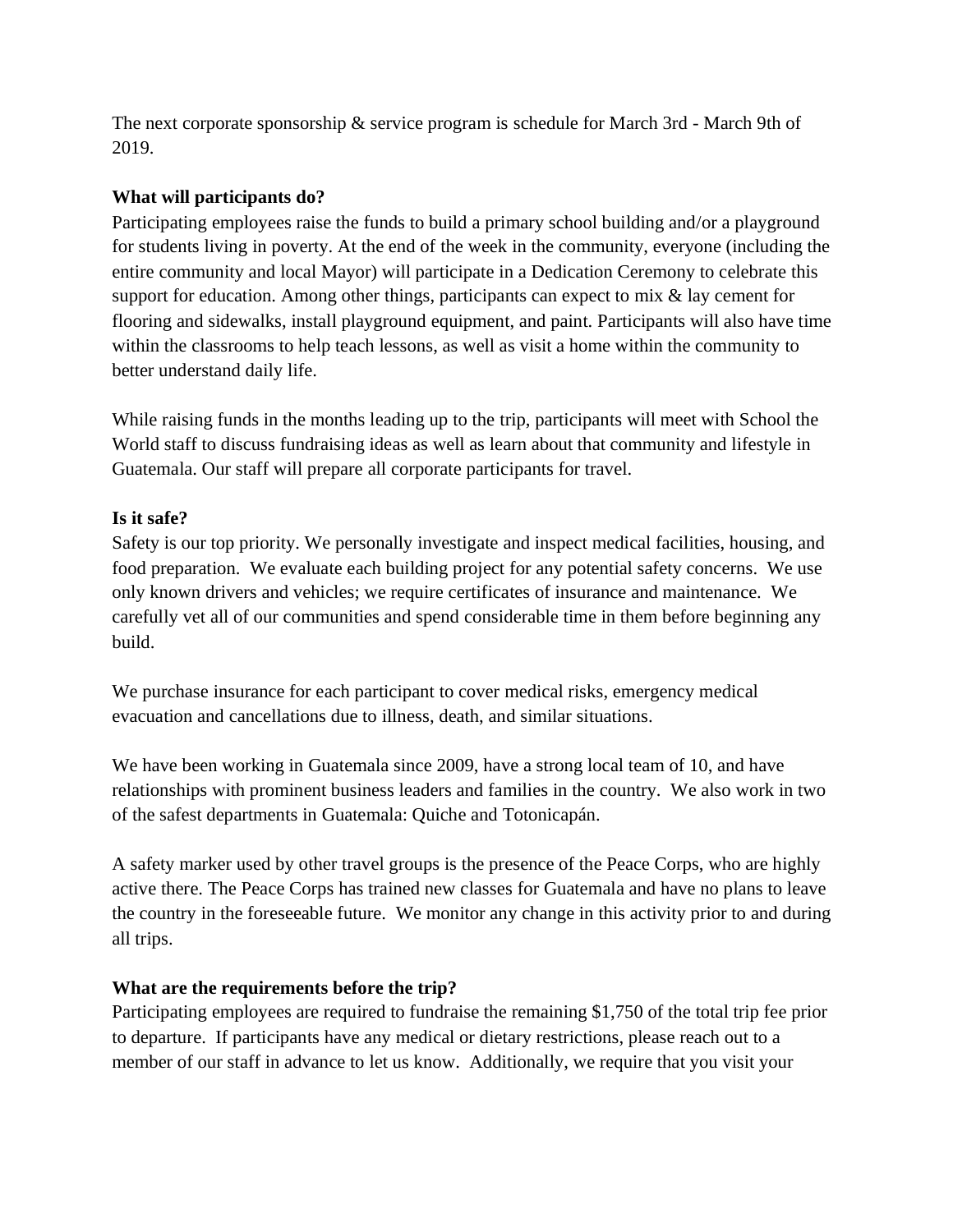The next corporate sponsorship & service program is schedule for March 3rd - March 9th of 2019.

**What will participants do?**

Participating employees raise the funds to build a primary school building and/or a playground for students living in poverty. At the end of the week in the community, everyone (including the entire community and local Mayor) will participate in a Dedication Ceremony to celebrate this support for education. Among other things, participants can expect to mix & lay cement for flooring and sidewalks, install playground equipment, and paint. Participants will also have time within the classrooms to help teach lessons, as well as visit a home within the community to better understand daily life.

While raising funds in the months leading up to the trip, participants will meet with School the World staff to discuss fundraising ideas as well as learn about that community and lifestyle in Guatemala. Our staff will prepare all corporate participants for travel.

**Is it safe?**

Safety is our top priority. We personally investigate and inspect medical facilities, housing, and food preparation. We evaluate each building project for any potential safety concerns. We use only known drivers and vehicles; we require certificates of insurance and maintenance. We carefully vet all of our communities and spend considerable time in them before beginning any build.

We purchase insurance for each participant to cover medical risks, emergency medical evacuation and cancellations due to illness, death, and similar situations.

We have been working in Guatemala since 2009, have a strong local team of 10, and have relationships with prominent business leaders and families in the country. We also work in two of the safest departments in Guatemala: Quiche and Totonicapán.

A safety marker used by other travel groups is the presence of the Peace Corps, who are highly active there. The Peace Corps has trained new classes for Guatemala and have no plans to leave the country in the foreseeable future. We monitor any change in this activity prior to and during all trips.

**What are the requirements before the trip?**

Participating employees are required to fundraise the remaining $1,750 of the total trip fee prior to departure. If participants have any medical or dietary restrictions, please reach out to a member of our staff in advance to let us know. Additionally, we require that you visit your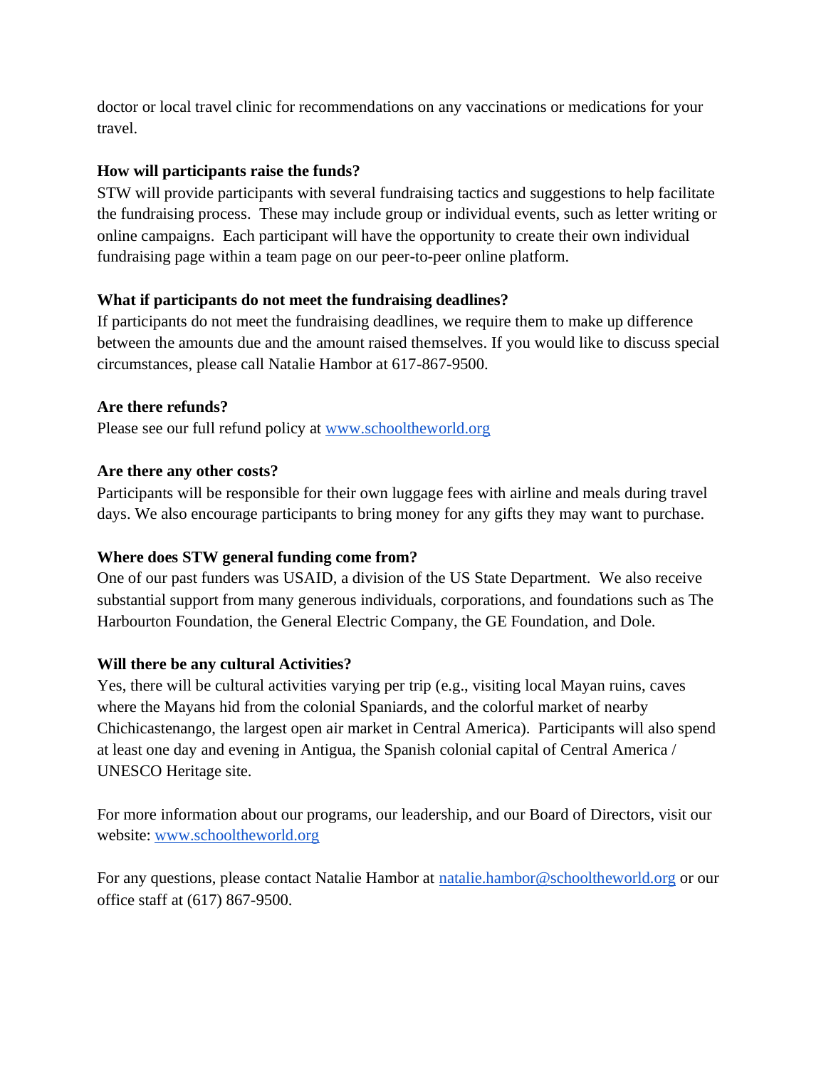doctor or local travel clinic for recommendations on any vaccinations or medications for your travel.

**How will participants raise the funds?**

STW will provide participants with several fundraising tactics and suggestions to help facilitate the fundraising process. These may include group or individual events, such as letter writing or online campaigns. Each participant will have the opportunity to create their own individual fundraising page within a team page on our peer-to-peer online platform.

**What if participants do not meet the fundraising deadlines?**

If participants do not meet the fundraising deadlines, we require them to make up difference between the amounts due and the amount raised themselves. If you would like to discuss special circumstances, please call Natalie Hambor at 617-867-9500.

**Are there refunds?**

Please see our full refund policy at [www.schooltheworld.org](http://www.schooltheworld.org)

**Are there any other costs?**

Participants will be responsible for their own luggage fees with airline and meals during travel days. We also encourage participants to bring money for any gifts they may want to purchase.

**Where does STW general funding come from?**

One of our past funders was USAID, a division of the US State Department. We also receive substantial support from many generous individuals, corporations, and foundations such as The Harbourton Foundation, the General Electric Company, the GE Foundation, and Dole.

**Will there be any cultural Activities?**

Yes, there will be cultural activities varying per trip (e.g., visiting local Mayan ruins, caves where the Mayans hid from the colonial Spaniards, and the colorful market of nearby Chichicastenango, the largest open air market in Central America). Participants will also spend at least one day and evening in Antigua, the Spanish colonial capital of Central America / UNESCO Heritage site.

For more information about our programs, our leadership, and our Board of Directors, visit our website: [www.schooltheworld.org](http://www.schooltheworld.org)

For any questions, please contact Natalie Hambor at [natalie.hambor@schooltheworld.org](mailto:natalie.hambor@schooltheworld.org) or our office staff at (617) 867-9500.